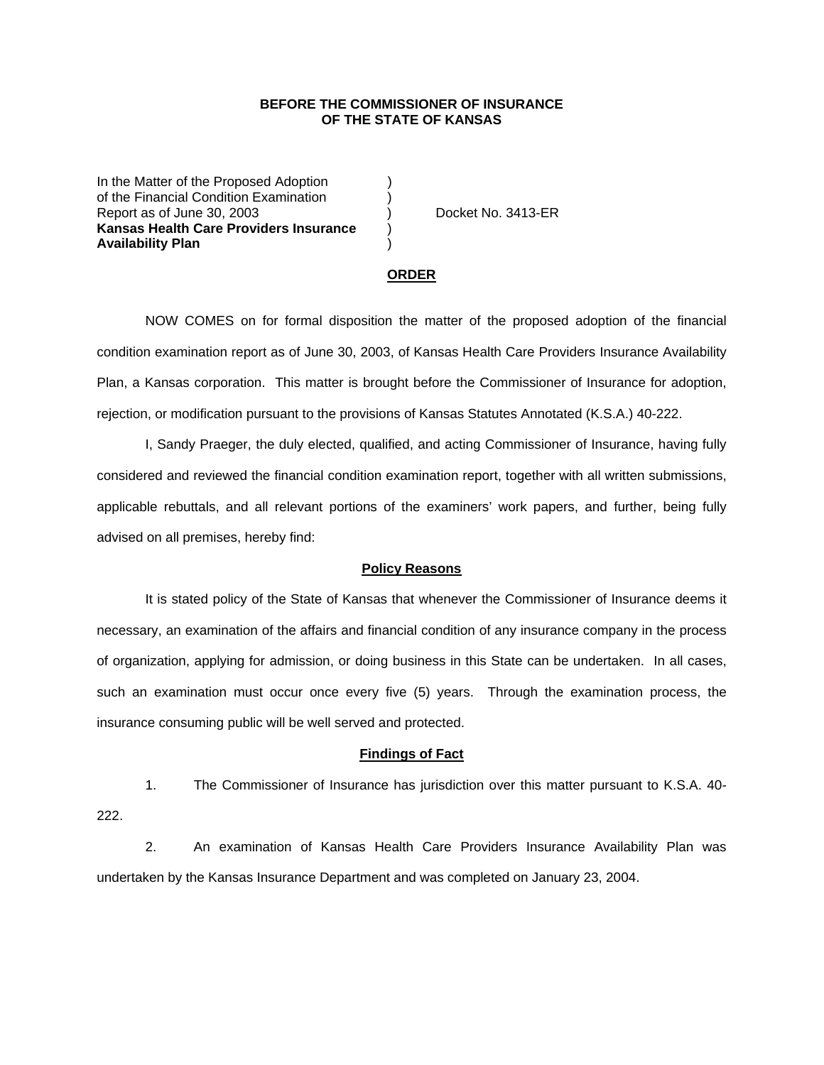**BEFORE THE COMMISSIONER OF INSURANCE**
**OF THE STATE OF KANSAS**

In the Matter of the Proposed Adoption )
of the Financial Condition Examination )
Report as of June 30, 2003 ) Docket No. 3413-ER
**Kansas Health Care Providers Insurance** )
**Availability Plan** )

## ORDER

NOW COMES on for formal disposition the matter of the proposed adoption of the financial condition examination report as of June 30, 2003, of Kansas Health Care Providers Insurance Availability Plan, a Kansas corporation. This matter is brought before the Commissioner of Insurance for adoption, rejection, or modification pursuant to the provisions of Kansas Statutes Annotated (K.S.A.) 40-222.

I, Sandy Praeger, the duly elected, qualified, and acting Commissioner of Insurance, having fully considered and reviewed the financial condition examination report, together with all written submissions, applicable rebuttals, and all relevant portions of the examiners' work papers, and further, being fully advised on all premises, hereby find:

### Policy Reasons

It is stated policy of the State of Kansas that whenever the Commissioner of Insurance deems it necessary, an examination of the affairs and financial condition of any insurance company in the process of organization, applying for admission, or doing business in this State can be undertaken. In all cases, such an examination must occur once every five (5) years. Through the examination process, the insurance consuming public will be well served and protected.

### Findings of Fact

1. The Commissioner of Insurance has jurisdiction over this matter pursuant to K.S.A. 40-222.

2. An examination of Kansas Health Care Providers Insurance Availability Plan was undertaken by the Kansas Insurance Department and was completed on January 23, 2004.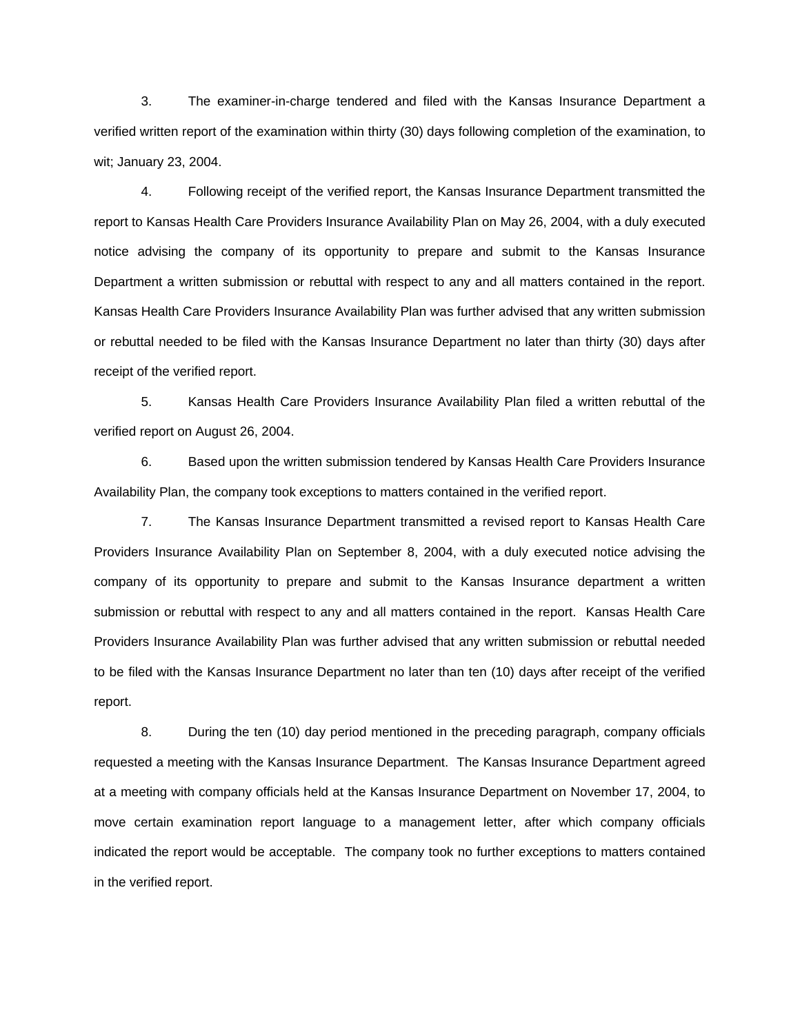3. The examiner-in-charge tendered and filed with the Kansas Insurance Department a verified written report of the examination within thirty (30) days following completion of the examination, to wit; January 23, 2004.

4. Following receipt of the verified report, the Kansas Insurance Department transmitted the report to Kansas Health Care Providers Insurance Availability Plan on May 26, 2004, with a duly executed notice advising the company of its opportunity to prepare and submit to the Kansas Insurance Department a written submission or rebuttal with respect to any and all matters contained in the report. Kansas Health Care Providers Insurance Availability Plan was further advised that any written submission or rebuttal needed to be filed with the Kansas Insurance Department no later than thirty (30) days after receipt of the verified report.

5. Kansas Health Care Providers Insurance Availability Plan filed a written rebuttal of the verified report on August 26, 2004.

6. Based upon the written submission tendered by Kansas Health Care Providers Insurance Availability Plan, the company took exceptions to matters contained in the verified report.

7. The Kansas Insurance Department transmitted a revised report to Kansas Health Care Providers Insurance Availability Plan on September 8, 2004, with a duly executed notice advising the company of its opportunity to prepare and submit to the Kansas Insurance department a written submission or rebuttal with respect to any and all matters contained in the report. Kansas Health Care Providers Insurance Availability Plan was further advised that any written submission or rebuttal needed to be filed with the Kansas Insurance Department no later than ten (10) days after receipt of the verified report.

8. During the ten (10) day period mentioned in the preceding paragraph, company officials requested a meeting with the Kansas Insurance Department. The Kansas Insurance Department agreed at a meeting with company officials held at the Kansas Insurance Department on November 17, 2004, to move certain examination report language to a management letter, after which company officials indicated the report would be acceptable. The company took no further exceptions to matters contained in the verified report.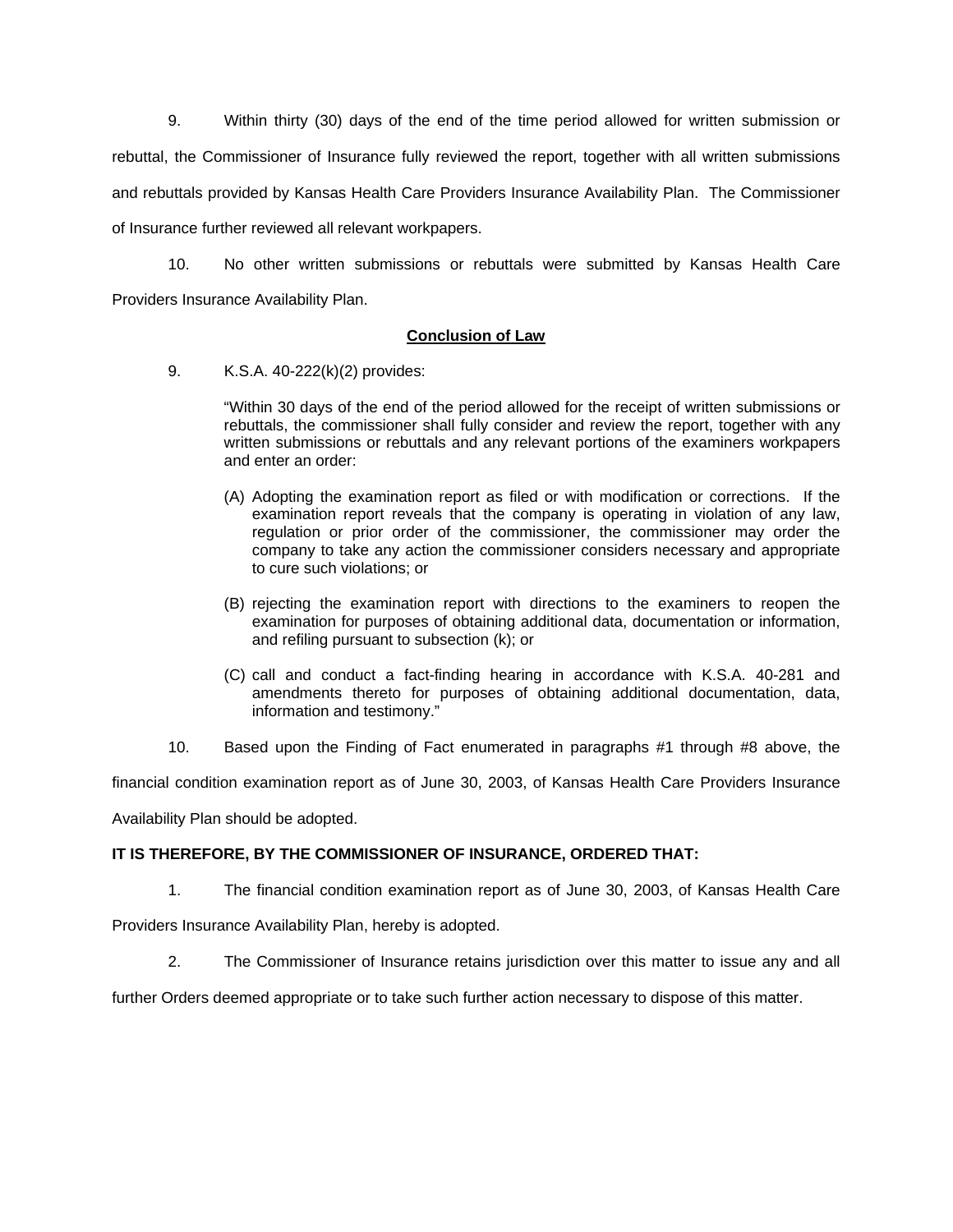9. Within thirty (30) days of the end of the time period allowed for written submission or rebuttal, the Commissioner of Insurance fully reviewed the report, together with all written submissions and rebuttals provided by Kansas Health Care Providers Insurance Availability Plan. The Commissioner of Insurance further reviewed all relevant workpapers.

10. No other written submissions or rebuttals were submitted by Kansas Health Care Providers Insurance Availability Plan.

**<u>Conclusion of Law</u>**

9. K.S.A. 40-222(k)(2) provides:

> "Within 30 days of the end of the period allowed for the receipt of written submissions or rebuttals, the commissioner shall fully consider and review the report, together with any written submissions or rebuttals and any relevant portions of the examiners workpapers and enter an order:
>
> (A) Adopting the examination report as filed or with modification or corrections. If the examination report reveals that the company is operating in violation of any law, regulation or prior order of the commissioner, the commissioner may order the company to take any action the commissioner considers necessary and appropriate to cure such violations; or
>
> (B) rejecting the examination report with directions to the examiners to reopen the examination for purposes of obtaining additional data, documentation or information, and refiling pursuant to subsection (k); or
>
> (C) call and conduct a fact-finding hearing in accordance with K.S.A. 40-281 and amendments thereto for purposes of obtaining additional documentation, data, information and testimony."

10. Based upon the Finding of Fact enumerated in paragraphs #1 through #8 above, the financial condition examination report as of June 30, 2003, of Kansas Health Care Providers Insurance Availability Plan should be adopted.

**IT IS THEREFORE, BY THE COMMISSIONER OF INSURANCE, ORDERED THAT:**

1. The financial condition examination report as of June 30, 2003, of Kansas Health Care Providers Insurance Availability Plan, hereby is adopted.

2. The Commissioner of Insurance retains jurisdiction over this matter to issue any and all further Orders deemed appropriate or to take such further action necessary to dispose of this matter.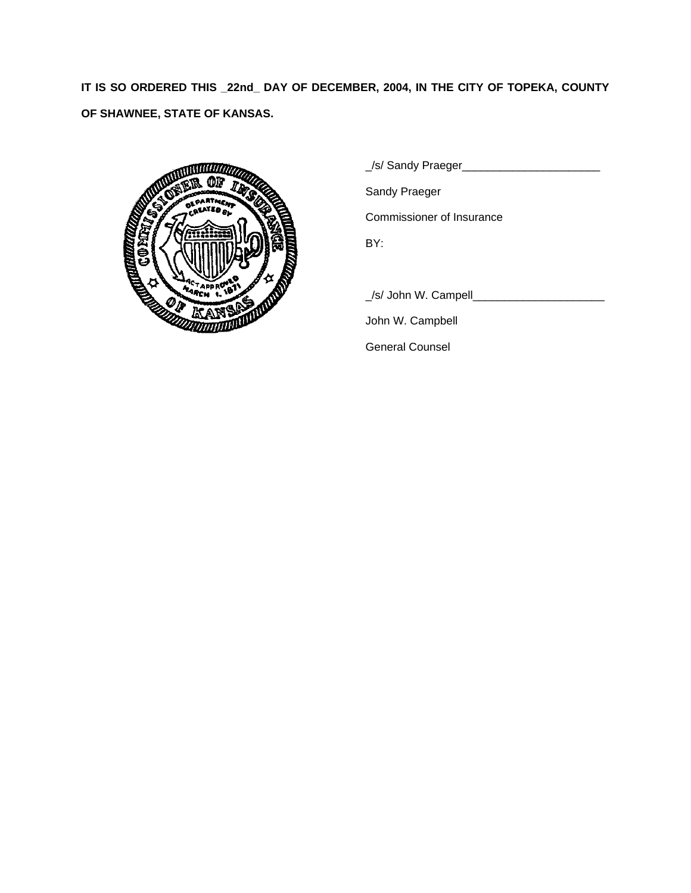**IT IS SO ORDERED THIS _22nd_ DAY OF DECEMBER, 2004, IN THE CITY OF TOPEKA, COUNTY OF SHAWNEE, STATE OF KANSAS.**

_/s/ Sandy Praeger______________________

Sandy Praeger

Commissioner of Insurance

BY:

_/s/ John W. Campell_____________________

John W. Campbell

General Counsel